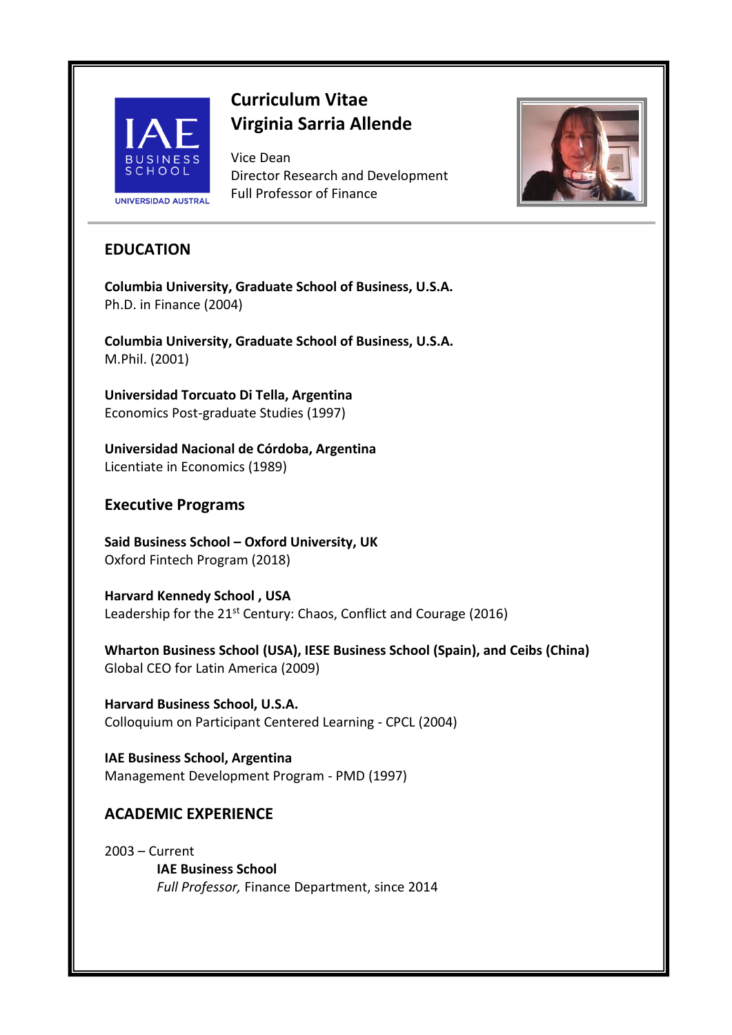# Curriculum Vitae
# Virginia Sarria Allende

Vice Dean
Director Research and Development
Full Professor of Finance

## EDUCATION

**Columbia University, Graduate School of Business, U.S.A.**
Ph.D. in Finance (2004)

**Columbia University, Graduate School of Business, U.S.A.**
M.Phil. (2001)

**Universidad Torcuato Di Tella, Argentina**
Economics Post-graduate Studies (1997)

**Universidad Nacional de Córdoba, Argentina**
Licentiate in Economics (1989)

## Executive Programs

**Said Business School – Oxford University, UK**
Oxford Fintech Program (2018)

**Harvard Kennedy School , USA**
Leadership for the 21st Century: Chaos, Conflict and Courage (2016)

**Wharton Business School (USA), IESE Business School (Spain), and Ceibs (China)**
Global CEO for Latin America (2009)

**Harvard Business School, U.S.A.**
Colloquium on Participant Centered Learning - CPCL (2004)

**IAE Business School, Argentina**
Management Development Program - PMD (1997)

## ACADEMIC EXPERIENCE

2003 – Current

**IAE Business School**
*Full Professor,* Finance Department, since 2014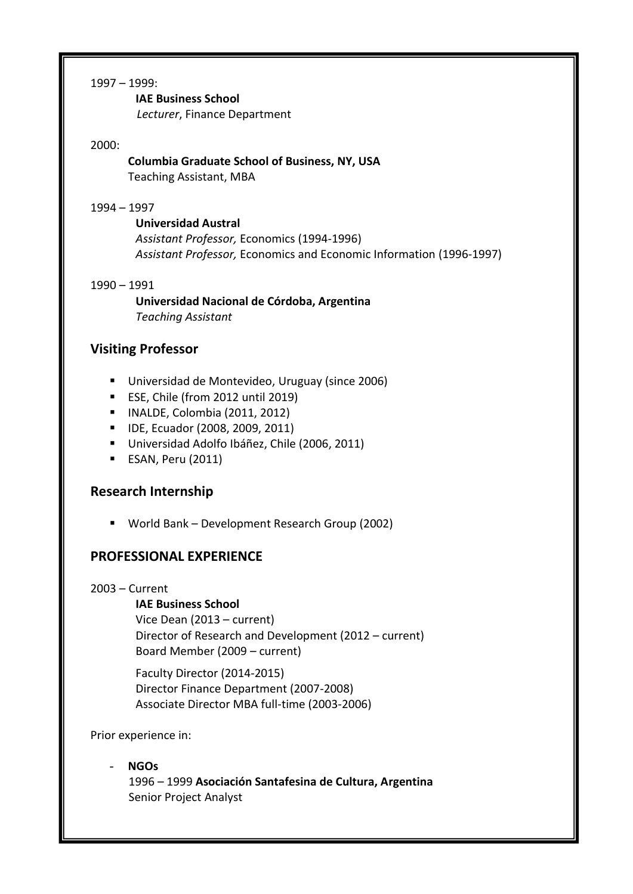1997 – 1999:

**IAE Business School**
*Lecturer*, Finance Department

2000:

**Columbia Graduate School of Business, NY, USA**
Teaching Assistant, MBA

1994 – 1997

**Universidad Austral**
*Assistant Professor,* Economics (1994-1996)
*Assistant Professor,* Economics and Economic Information (1996-1997)

1990 – 1991

**Universidad Nacional de Córdoba, Argentina**
*Teaching Assistant*

## Visiting Professor

- Universidad de Montevideo, Uruguay (since 2006)
- ESE, Chile (from 2012 until 2019)
- INALDE, Colombia (2011, 2012)
- IDE, Ecuador (2008, 2009, 2011)
- Universidad Adolfo Ibáñez, Chile (2006, 2011)
- ESAN, Peru (2011)

## Research Internship

- World Bank – Development Research Group (2002)

## PROFESSIONAL EXPERIENCE

2003 – Current

**IAE Business School**
Vice Dean (2013 – current)
Director of Research and Development (2012 – current)
Board Member (2009 – current)

Faculty Director (2014-2015)
Director Finance Department (2007-2008)
Associate Director MBA full-time (2003-2006)

Prior experience in:

- **NGOs**
  1996 – 1999 **Asociación Santafesina de Cultura, Argentina**
  Senior Project Analyst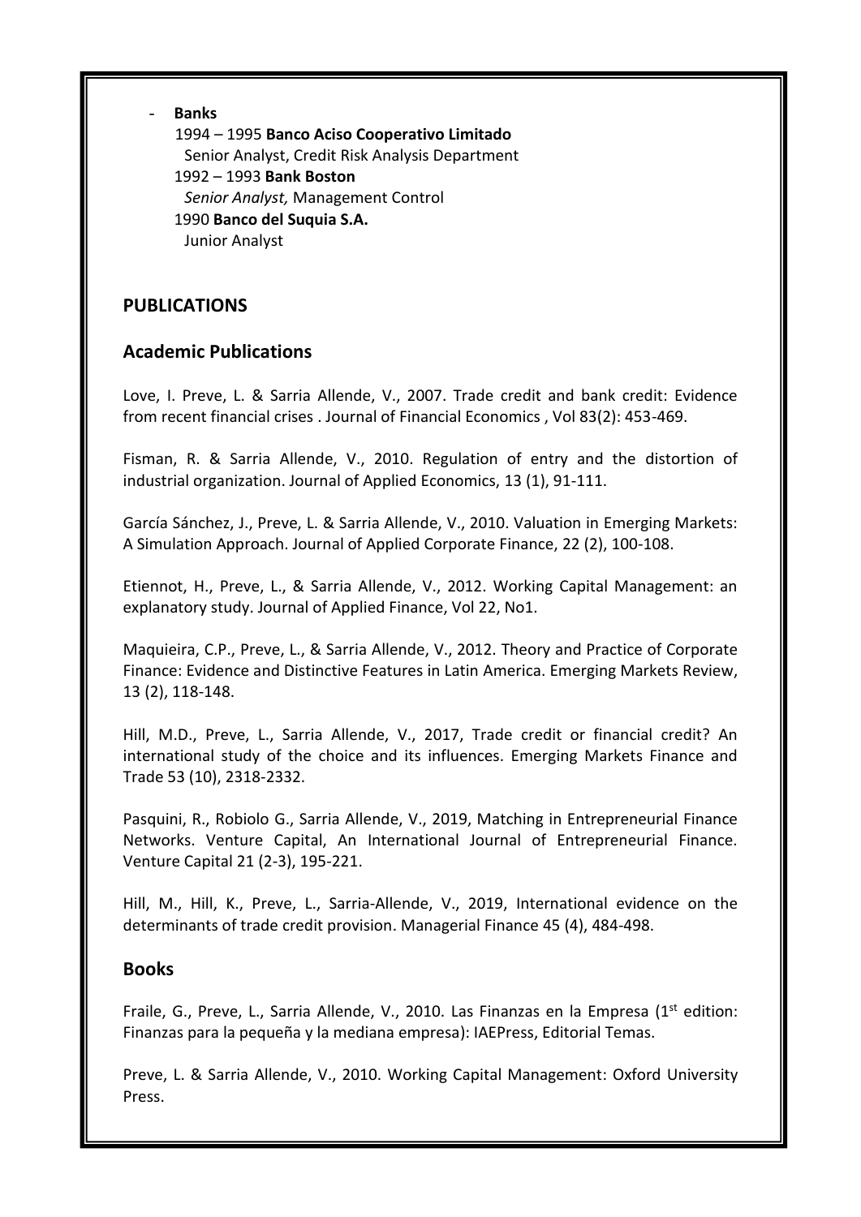- **Banks**
  1994 – 1995 **Banco Aciso Cooperativo Limitado**
  Senior Analyst, Credit Risk Analysis Department
  1992 – 1993 **Bank Boston**
  *Senior Analyst,* Management Control
  1990 **Banco del Suquia S.A.**
  Junior Analyst

## PUBLICATIONS

## Academic Publications

Love, I. Preve, L. & Sarria Allende, V., 2007. Trade credit and bank credit: Evidence from recent financial crises . Journal of Financial Economics , Vol 83(2): 453-469.

Fisman, R. & Sarria Allende, V., 2010. Regulation of entry and the distortion of industrial organization. Journal of Applied Economics, 13 (1), 91-111.

García Sánchez, J., Preve, L. & Sarria Allende, V., 2010. Valuation in Emerging Markets: A Simulation Approach. Journal of Applied Corporate Finance, 22 (2), 100-108.

Etiennot, H., Preve, L., & Sarria Allende, V., 2012. Working Capital Management: an explanatory study. Journal of Applied Finance, Vol 22, No1.

Maquieira, C.P., Preve, L., & Sarria Allende, V., 2012. Theory and Practice of Corporate Finance: Evidence and Distinctive Features in Latin America. Emerging Markets Review, 13 (2), 118-148.

Hill, M.D., Preve, L., Sarria Allende, V., 2017, Trade credit or financial credit? An international study of the choice and its influences. Emerging Markets Finance and Trade 53 (10), 2318-2332.

Pasquini, R., Robiolo G., Sarria Allende, V., 2019, Matching in Entrepreneurial Finance Networks. Venture Capital, An International Journal of Entrepreneurial Finance. Venture Capital 21 (2-3), 195-221.

Hill, M., Hill, K., Preve, L., Sarria-Allende, V., 2019, International evidence on the determinants of trade credit provision. Managerial Finance 45 (4), 484-498.

## Books

Fraile, G., Preve, L., Sarria Allende, V., 2010. Las Finanzas en la Empresa (1st edition: Finanzas para la pequeña y la mediana empresa): IAEPress, Editorial Temas.

Preve, L. & Sarria Allende, V., 2010. Working Capital Management: Oxford University Press.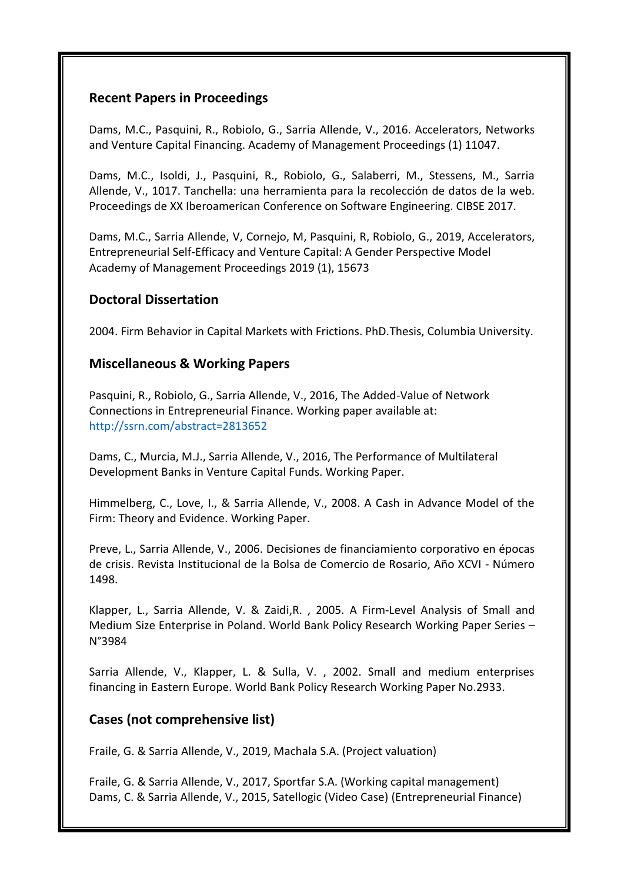## Recent Papers in Proceedings

Dams, M.C., Pasquini, R., Robiolo, G., Sarria Allende, V., 2016. Accelerators, Networks and Venture Capital Financing. Academy of Management Proceedings (1) 11047.

Dams, M.C., Isoldi, J., Pasquini, R., Robiolo, G., Salaberri, M., Stessens, M., Sarria Allende, V., 1017. Tanchella: una herramienta para la recolección de datos de la web. Proceedings de XX Iberoamerican Conference on Software Engineering. CIBSE 2017.

Dams, M.C., Sarria Allende, V, Cornejo, M, Pasquini, R, Robiolo, G., 2019, Accelerators, Entrepreneurial Self-Efficacy and Venture Capital: A Gender Perspective Model Academy of Management Proceedings 2019 (1), 15673

## Doctoral Dissertation

2004. Firm Behavior in Capital Markets with Frictions. PhD.Thesis, Columbia University.

## Miscellaneous & Working Papers

Pasquini, R., Robiolo, G., Sarria Allende, V., 2016, The Added-Value of Network Connections in Entrepreneurial Finance. Working paper available at: http://ssrn.com/abstract=2813652

Dams, C., Murcia, M.J., Sarria Allende, V., 2016, The Performance of Multilateral Development Banks in Venture Capital Funds. Working Paper.

Himmelberg, C., Love, I., & Sarria Allende, V., 2008. A Cash in Advance Model of the Firm: Theory and Evidence. Working Paper.

Preve, L., Sarria Allende, V., 2006. Decisiones de financiamiento corporativo en épocas de crisis. Revista Institucional de la Bolsa de Comercio de Rosario, Año XCVI - Número 1498.

Klapper, L., Sarria Allende, V. & Zaidi,R. , 2005. A Firm-Level Analysis of Small and Medium Size Enterprise in Poland. World Bank Policy Research Working Paper Series – N°3984

Sarria Allende, V., Klapper, L. & Sulla, V. , 2002. Small and medium enterprises financing in Eastern Europe. World Bank Policy Research Working Paper No.2933.

## Cases (not comprehensive list)

Fraile, G. & Sarria Allende, V., 2019, Machala S.A. (Project valuation)

Fraile, G. & Sarria Allende, V., 2017, Sportfar S.A. (Working capital management)
Dams, C. & Sarria Allende, V., 2015, Satellogic (Video Case) (Entrepreneurial Finance)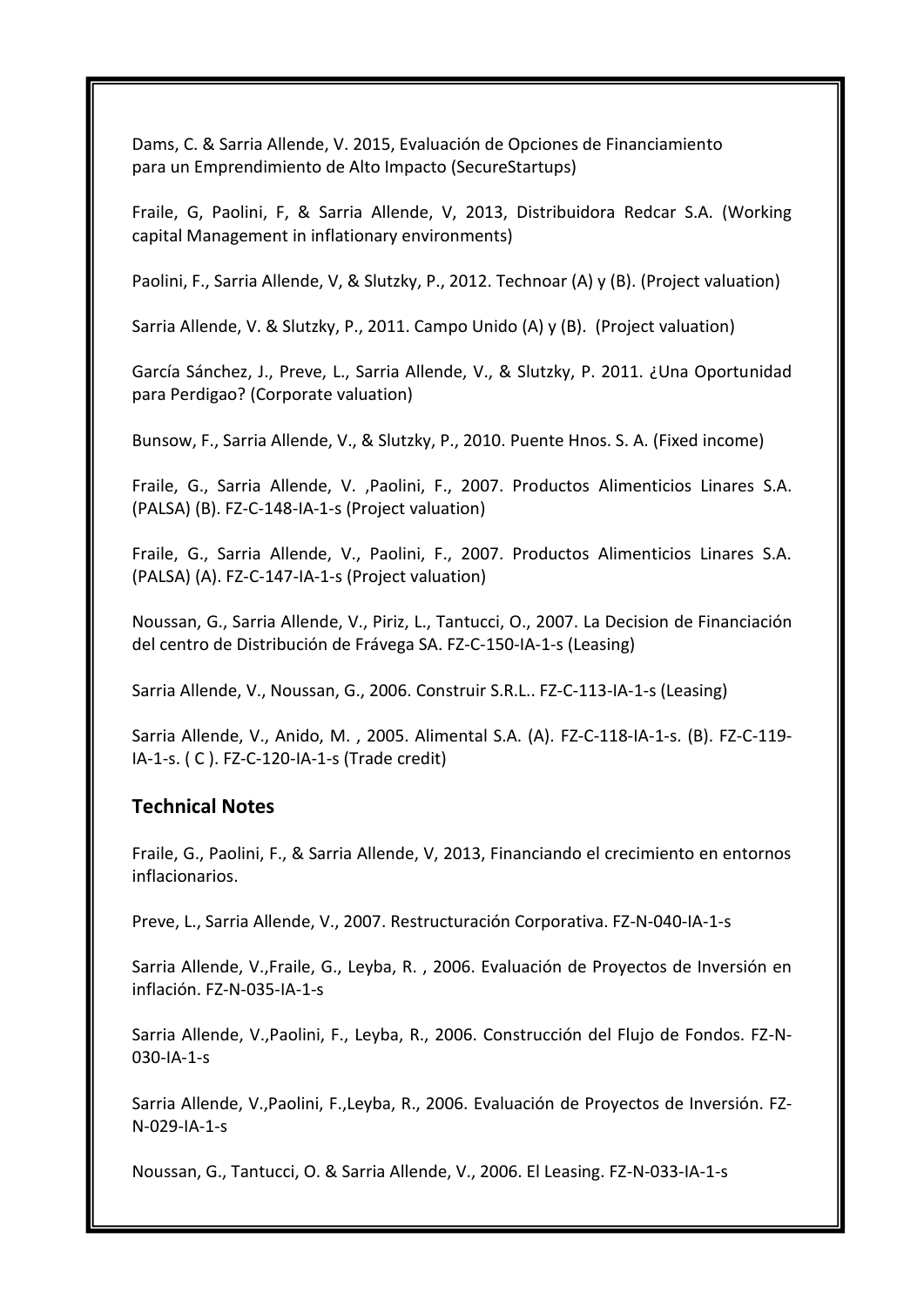Dams, C. & Sarria Allende, V. 2015, Evaluación de Opciones de Financiamiento para un Emprendimiento de Alto Impacto (SecureStartups)

Fraile, G, Paolini, F, & Sarria Allende, V, 2013, Distribuidora Redcar S.A. (Working capital Management in inflationary environments)

Paolini, F., Sarria Allende, V, & Slutzky, P., 2012. Technoar (A) y (B). (Project valuation)

Sarria Allende, V. & Slutzky, P., 2011. Campo Unido (A) y (B). (Project valuation)

García Sánchez, J., Preve, L., Sarria Allende, V., & Slutzky, P. 2011. ¿Una Oportunidad para Perdigao? (Corporate valuation)

Bunsow, F., Sarria Allende, V., & Slutzky, P., 2010. Puente Hnos. S. A. (Fixed income)

Fraile, G., Sarria Allende, V. ,Paolini, F., 2007. Productos Alimenticios Linares S.A. (PALSA) (B). FZ-C-148-IA-1-s (Project valuation)

Fraile, G., Sarria Allende, V., Paolini, F., 2007. Productos Alimenticios Linares S.A. (PALSA) (A). FZ-C-147-IA-1-s (Project valuation)

Noussan, G., Sarria Allende, V., Piriz, L., Tantucci, O., 2007. La Decision de Financiación del centro de Distribución de Frávega SA. FZ-C-150-IA-1-s (Leasing)

Sarria Allende, V., Noussan, G., 2006. Construir S.R.L.. FZ-C-113-IA-1-s (Leasing)

Sarria Allende, V., Anido, M. , 2005. Alimental S.A. (A). FZ-C-118-IA-1-s. (B). FZ-C-119-IA-1-s. ( C ). FZ-C-120-IA-1-s (Trade credit)

## Technical Notes

Fraile, G., Paolini, F., & Sarria Allende, V, 2013, Financiando el crecimiento en entornos inflacionarios.

Preve, L., Sarria Allende, V., 2007. Restructuración Corporativa. FZ-N-040-IA-1-s

Sarria Allende, V.,Fraile, G., Leyba, R. , 2006. Evaluación de Proyectos de Inversión en inflación. FZ-N-035-IA-1-s

Sarria Allende, V.,Paolini, F., Leyba, R., 2006. Construcción del Flujo de Fondos. FZ-N-030-IA-1-s

Sarria Allende, V.,Paolini, F.,Leyba, R., 2006. Evaluación de Proyectos de Inversión. FZ-N-029-IA-1-s

Noussan, G., Tantucci, O. & Sarria Allende, V., 2006. El Leasing. FZ-N-033-IA-1-s